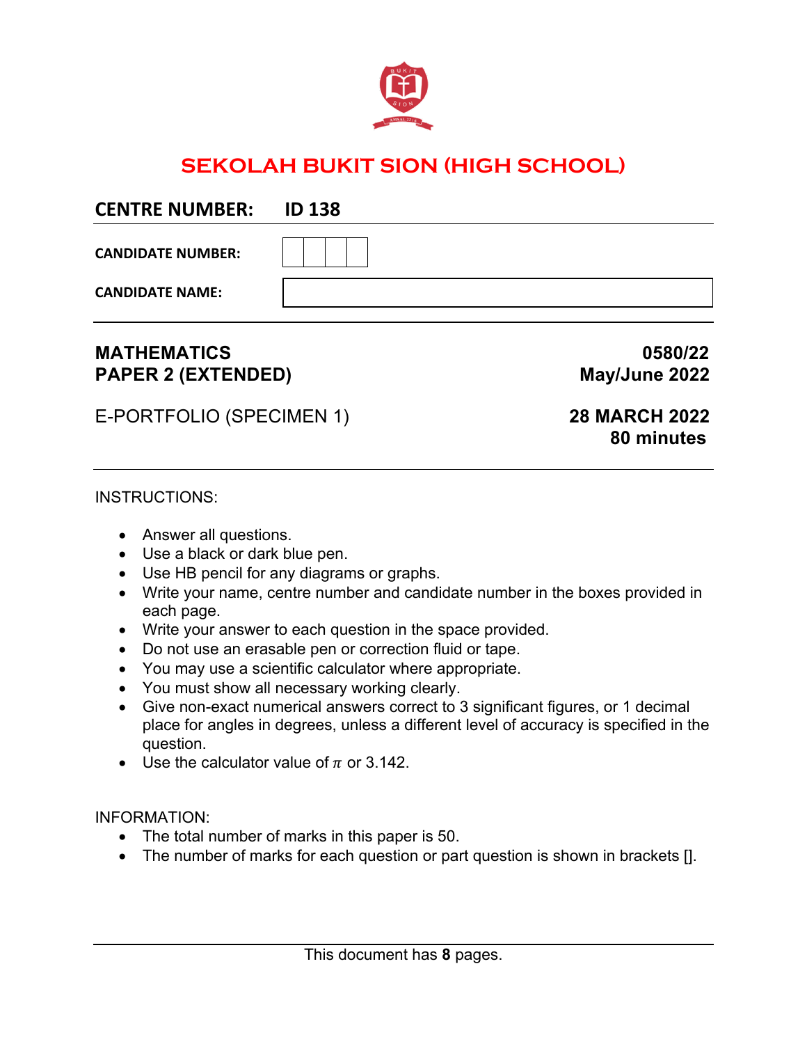# SEKOLAH BUKIT SION (HIGH SCHOOL)

**CENTRE NUMBER: ID 138**

**CANDIDATE NUMBER:**

**CANDIDATE NAME:**

**MATHEMATICS** **0580/22**
**PAPER 2 (EXTENDED)** **May/June 2022**

E-PORTFOLIO (SPECIMEN 1) **28 MARCH 2022**
**80 minutes**

INSTRUCTIONS:

- Answer all questions.
- Use a black or dark blue pen.
- Use HB pencil for any diagrams or graphs.
- Write your name, centre number and candidate number in the boxes provided in each page.
- Write your answer to each question in the space provided.
- Do not use an erasable pen or correction fluid or tape.
- You may use a scientific calculator where appropriate.
- You must show all necessary working clearly.
- Give non-exact numerical answers correct to 3 significant figures, or 1 decimal place for angles in degrees, unless a different level of accuracy is specified in the question.
- Use the calculator value of $\pi$ or 3.142.

INFORMATION:

- The total number of marks in this paper is 50.
- The number of marks for each question or part question is shown in brackets [].

This document has **8** pages.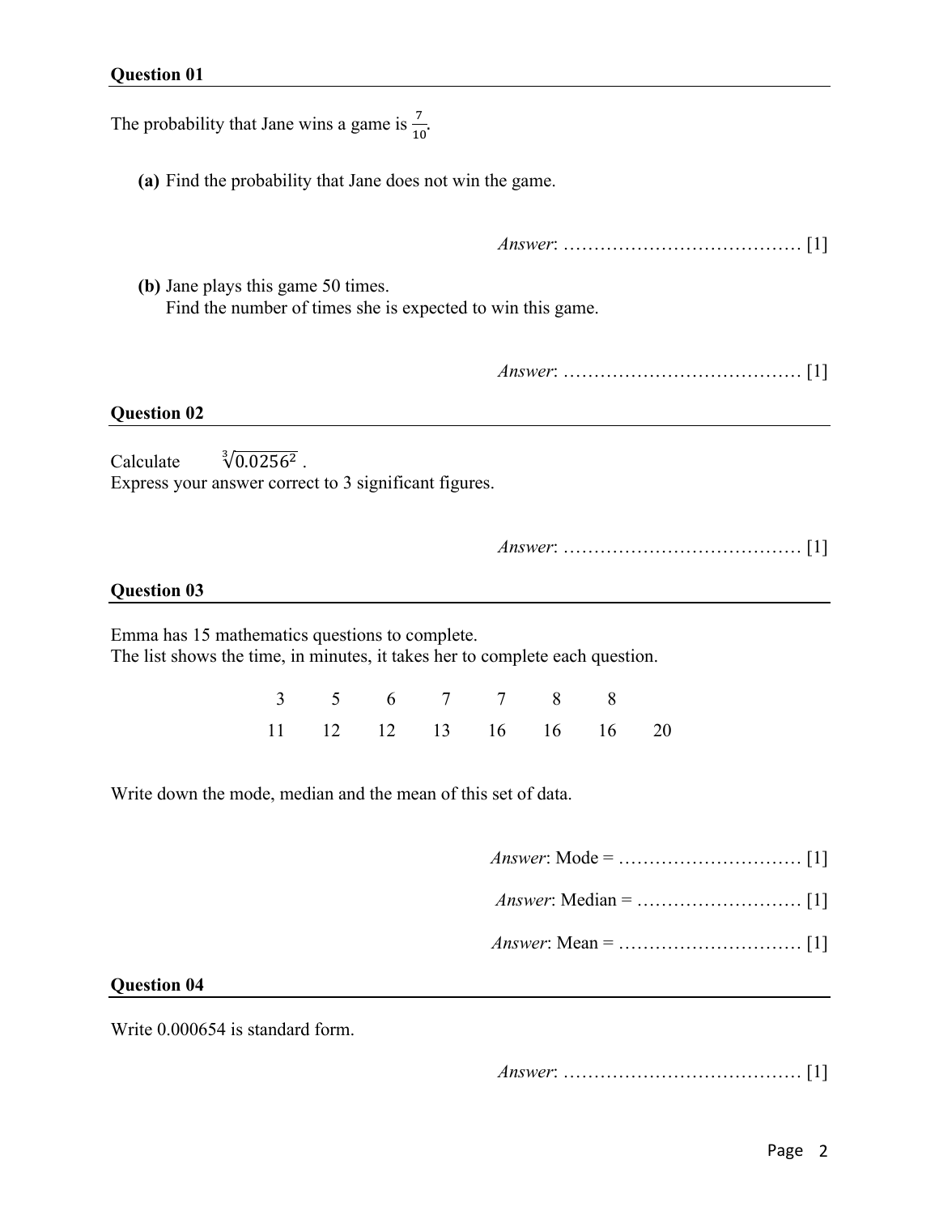**Question 01**

The probability that Jane wins a game is $\frac{7}{10}$.

**(a)** Find the probability that Jane does not win the game.

*Answer*: ………………………………… [1]

**(b)** Jane plays this game 50 times.
Find the number of times she is expected to win this game.

*Answer*: ………………………………… [1]

**Question 02**

Calculate $\sqrt[3]{0.0256^2}$ .
Express your answer correct to 3 significant figures.

*Answer*: ………………………………… [1]

**Question 03**

Emma has 15 mathematics questions to complete.
The list shows the time, in minutes, it takes her to complete each question.

3 5 6 7 7 8 8
11 12 12 13 16 16 16 20

Write down the mode, median and the mean of this set of data.

*Answer*: Mode = ………………………… [1]

*Answer*: Median = ……………………… [1]

*Answer*: Mean = ………………………… [1]

**Question 04**

Write 0.000654 is standard form.

*Answer*: ………………………………… [1]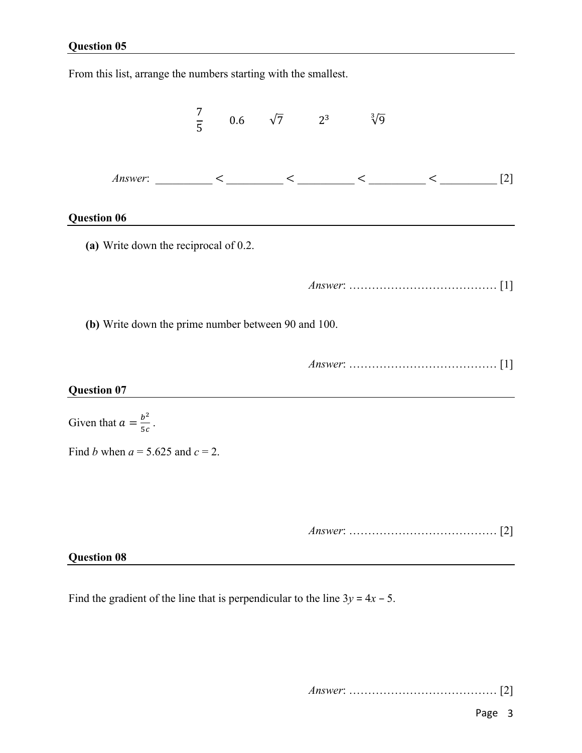## Question 05

From this list, arrange the numbers starting with the smallest.

$$\frac{7}{5} \qquad 0.6 \qquad \sqrt{7} \qquad 2^3 \qquad \sqrt[3]{9}$$

*Answer*: __________ < __________ < __________ < __________ < __________ [2]

## Question 06

**(a)** Write down the reciprocal of 0.2.

*Answer*: ………………………………… [1]

**(b)** Write down the prime number between 90 and 100.

*Answer*: ………………………………… [1]

## Question 07

Given that $a = \frac{b^2}{5c}$.

Find $b$ when $a = 5.625$ and $c = 2$.

*Answer*: ………………………………… [2]

## Question 08

Find the gradient of the line that is perpendicular to the line $3y = 4x - 5$.

*Answer*: ………………………………… [2]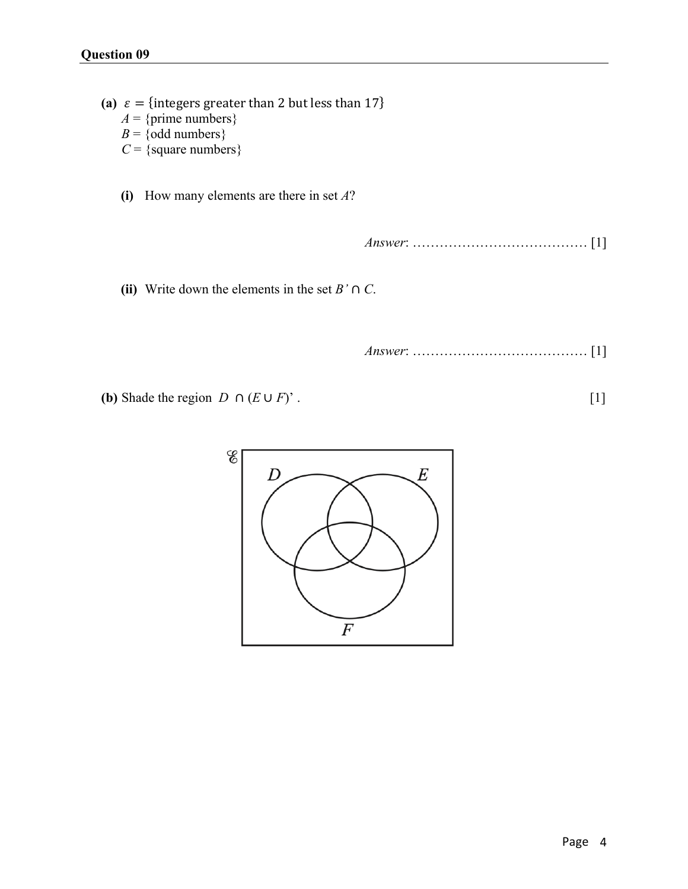## Question 09

**(a)** $\varepsilon = \{\text{integers greater than 2 but less than 17}\}$
$A$ = {prime numbers}
$B$ = {odd numbers}
$C$ = {square numbers}

**(i)** How many elements are there in set $A$?

*Answer*: ………………………………… [1]

**(ii)** Write down the elements in the set $B' \cap C$.

*Answer*: ………………………………… [1]

**(b)** Shade the region $D \cap (E \cup F)'$. [1]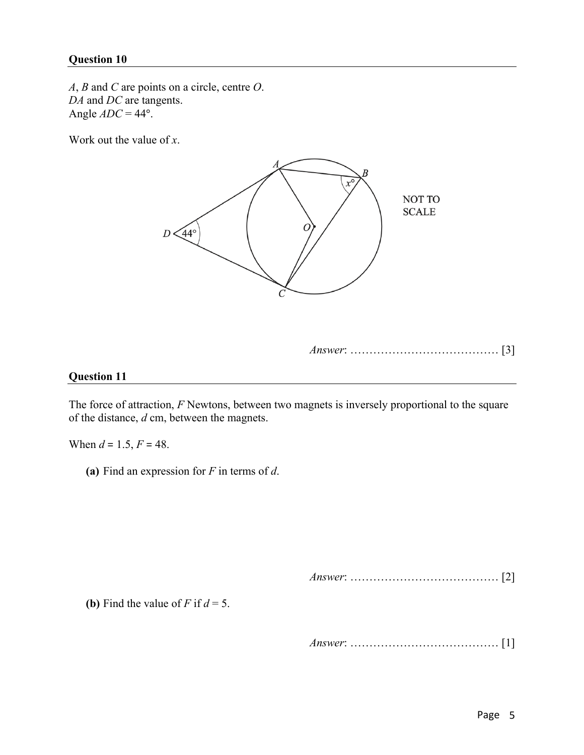## Question 10

$A$, $B$ and $C$ are points on a circle, centre $O$.
$DA$ and $DC$ are tangents.
Angle $ADC = 44°$.

Work out the value of $x$.

NOT TO SCALE

*Answer*: ………………………………… [3]

## Question 11

The force of attraction, $F$ Newtons, between two magnets is inversely proportional to the square of the distance, $d$ cm, between the magnets.

When $d = 1.5$, $F = 48$.

**(a)** Find an expression for $F$ in terms of $d$.

*Answer*: ………………………………… [2]

**(b)** Find the value of $F$ if $d = 5$.

*Answer*: ………………………………… [1]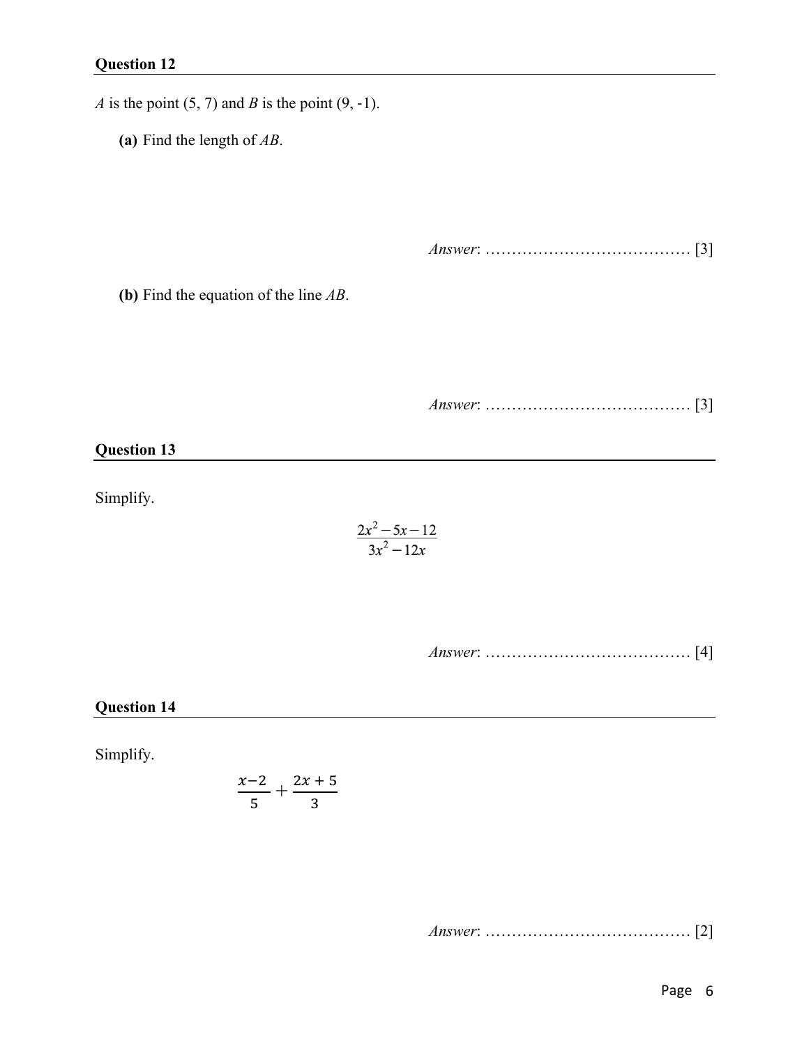**Question 12**

*A* is the point (5, 7) and *B* is the point (9, -1).

**(a)** Find the length of *AB*.

*Answer*: ………………………………… [3]

**(b)** Find the equation of the line *AB*.

*Answer*: ………………………………… [3]

**Question 13**

Simplify.

$$\frac{2x^2 - 5x - 12}{3x^2 - 12x}$$

*Answer*: ………………………………… [4]

**Question 14**

Simplify.

$$\frac{x-2}{5} + \frac{2x+5}{3}$$

*Answer*: ………………………………… [2]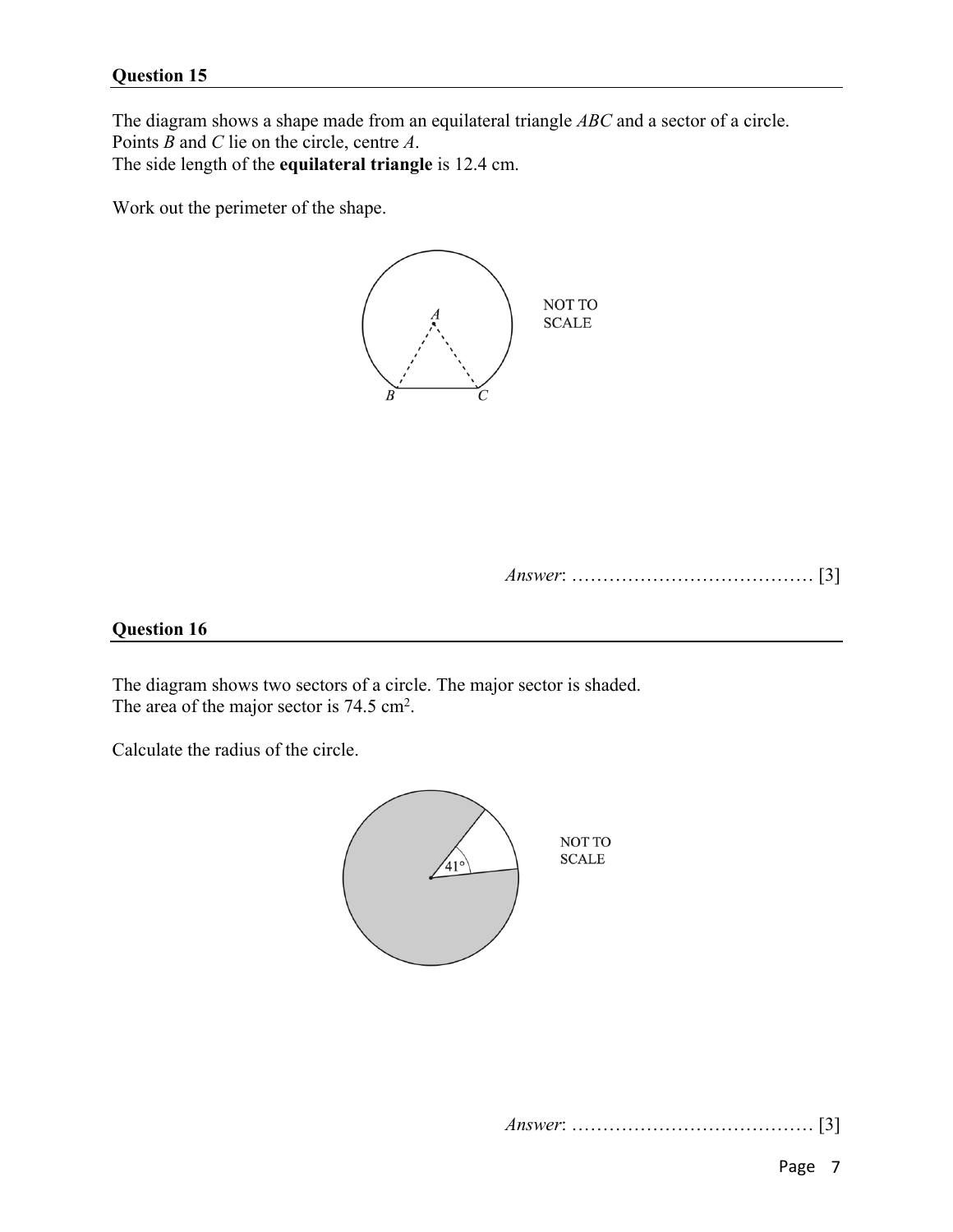## Question 15

The diagram shows a shape made from an equilateral triangle *ABC* and a sector of a circle.
Points *B* and *C* lie on the circle, centre *A*.
The side length of the **equilateral triangle** is 12.4 cm.

Work out the perimeter of the shape.

NOT TO SCALE

*Answer*: ………………………………… [3]

## Question 16

The diagram shows two sectors of a circle. The major sector is shaded.
The area of the major sector is 74.5 cm$^2$.

Calculate the radius of the circle.

NOT TO SCALE

*Answer*: ………………………………… [3]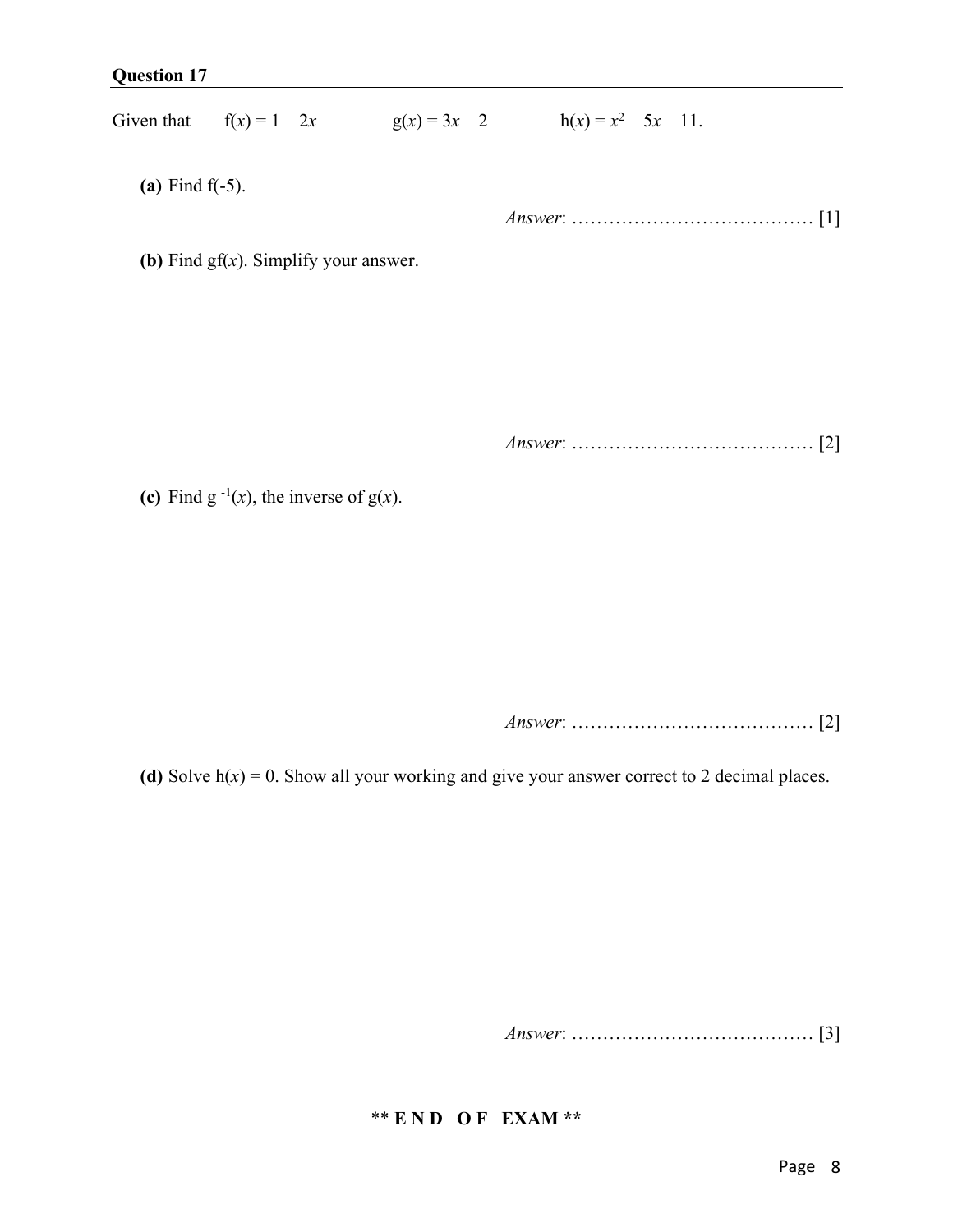**Question 17**

Given that $f(x) = 1 - 2x$ $g(x) = 3x - 2$ $h(x) = x^2 - 5x - 11$.

**(a)** Find f(-5).

*Answer*: ………………………………… [1]

**(b)** Find $gf(x)$. Simplify your answer.

*Answer*: ………………………………… [2]

**(c)** Find $g^{-1}(x)$, the inverse of $g(x)$.

*Answer*: ………………………………… [2]

**(d)** Solve $h(x) = 0$. Show all your working and give your answer correct to 2 decimal places.

*Answer*: ………………………………… [3]

**\*\* E N D O F EXAM \*\***